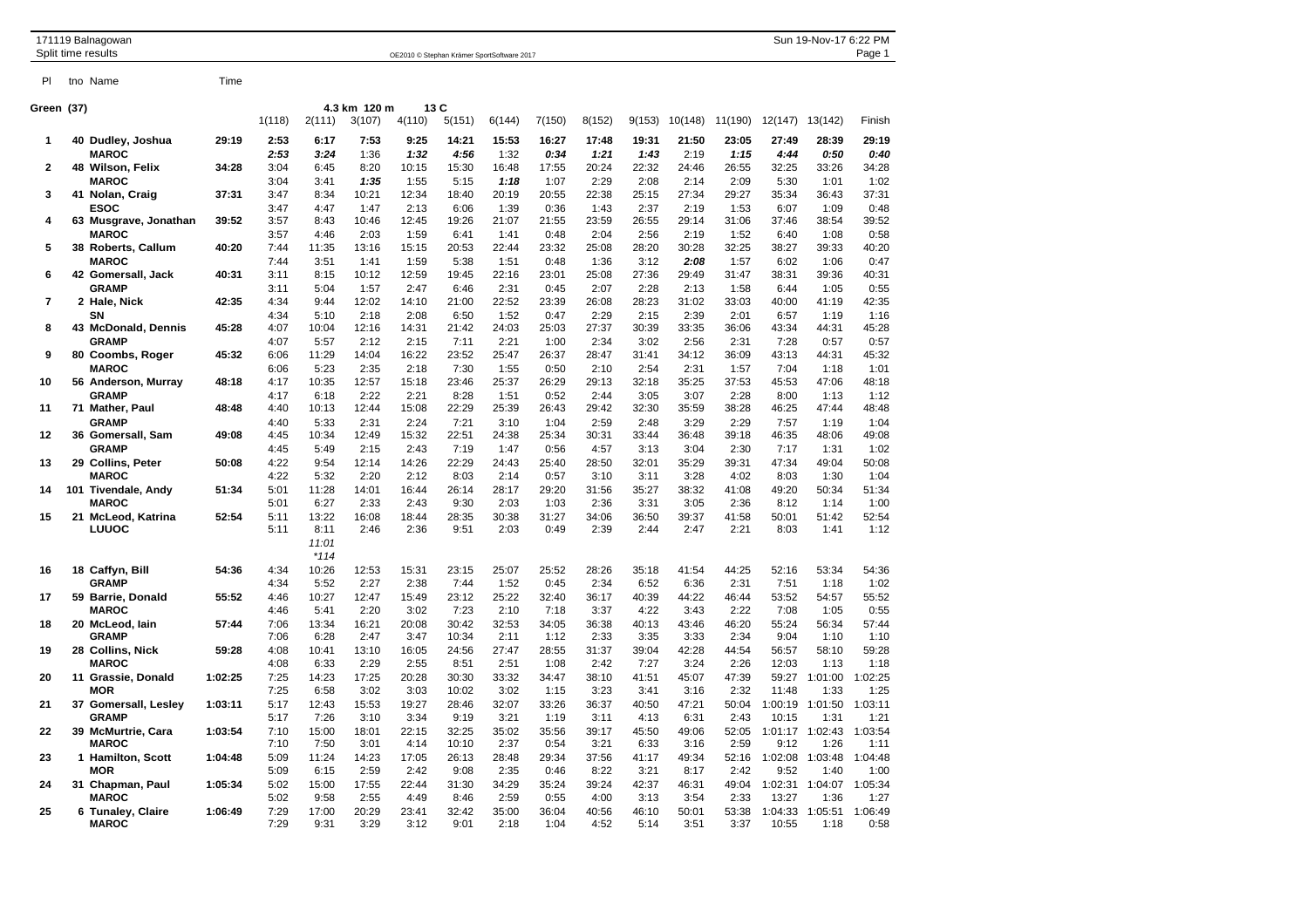171119 Balnagowan
Split time results

OE2010 © Stephan Krämer SportSoftware 2017

**Green (37)** — 4.3 km 120 m 13 C

| Pl | tno | Name | Time | 1(118) | 2(111) | 3(107) | 4(110) | 5(151) | 6(144) | 7(150) | 8(152) | 9(153) | 10(148) | 11(190) | 12(147) | 13(142) | Finish |
|---|---|---|---|---|---|---|---|---|---|---|---|---|---|---|---|---|---|
| **1** | 40 | **Dudley, Joshua** | **29:19** | **2:53** | **6:17** | **7:53** | **9:25** | **14:21** | **15:53** | **16:27** | **17:48** | **19:31** | **21:50** | **23:05** | **27:49** | **28:39** | **29:19** |
| | | **MAROC** | | ***2:53*** | ***3:24*** | 1:36 | ***1:32*** | ***4:56*** | 1:32 | ***0:34*** | ***1:21*** | ***1:43*** | 2:19 | ***1:15*** | ***4:44*** | ***0:50*** | ***0:40*** |
| **2** | 48 | **Wilson, Felix** | **34:28** | 3:04 | 6:45 | 8:20 | 10:15 | 15:30 | 16:48 | 17:55 | 20:24 | 22:32 | 24:46 | 26:55 | 32:25 | 33:26 | 34:28 |
| | | **MAROC** | | 3:04 | 3:41 | ***1:35*** | 1:55 | 5:15 | ***1:18*** | 1:07 | 2:29 | 2:08 | 2:14 | 2:09 | 5:30 | 1:01 | 1:02 |
| **3** | 41 | **Nolan, Craig** | **37:31** | 3:47 | 8:34 | 10:21 | 12:34 | 18:40 | 20:19 | 20:55 | 22:38 | 25:15 | 27:34 | 29:27 | 35:34 | 36:43 | 37:31 |
| | | **ESOC** | | 3:47 | 4:47 | 1:47 | 2:13 | 6:06 | 1:39 | 0:36 | 1:43 | 2:37 | 2:19 | 1:53 | 6:07 | 1:09 | 0:48 |
| **4** | 63 | **Musgrave, Jonathan** | **39:52** | 3:57 | 8:43 | 10:46 | 12:45 | 19:26 | 21:07 | 21:55 | 23:59 | 26:55 | 29:14 | 31:06 | 37:46 | 38:54 | 39:52 |
| | | **MAROC** | | 3:57 | 4:46 | 2:03 | 1:59 | 6:41 | 1:41 | 0:48 | 2:04 | 2:56 | 2:19 | 1:52 | 6:40 | 1:08 | 0:58 |
| **5** | 38 | **Roberts, Callum** | **40:20** | 7:44 | 11:35 | 13:16 | 15:15 | 20:53 | 22:44 | 23:32 | 25:08 | 28:20 | 30:28 | 32:25 | 38:27 | 39:33 | 40:20 |
| | | **MAROC** | | 7:44 | 3:51 | 1:41 | 1:59 | 5:38 | 1:51 | 0:48 | 1:36 | 3:12 | ***2:08*** | 1:57 | 6:02 | 1:06 | 0:47 |
| **6** | 42 | **Gomersall, Jack** | **40:31** | 3:11 | 8:15 | 10:12 | 12:59 | 19:45 | 22:16 | 23:01 | 25:08 | 27:36 | 29:49 | 31:47 | 38:31 | 39:36 | 40:31 |
| | | **GRAMP** | | 3:11 | 5:04 | 1:57 | 2:47 | 6:46 | 2:31 | 0:45 | 2:07 | 2:28 | 2:13 | 1:58 | 6:44 | 1:05 | 0:55 |
| **7** | 2 | **Hale, Nick** | **42:35** | 4:34 | 9:44 | 12:02 | 14:10 | 21:00 | 22:52 | 23:39 | 26:08 | 28:23 | 31:02 | 33:03 | 40:00 | 41:19 | 42:35 |
| | | **SN** | | 4:34 | 5:10 | 2:18 | 2:08 | 6:50 | 1:52 | 0:47 | 2:29 | 2:15 | 2:39 | 2:01 | 6:57 | 1:19 | 1:16 |
| **8** | 43 | **McDonald, Dennis** | **45:28** | 4:07 | 10:04 | 12:16 | 14:31 | 21:42 | 24:03 | 25:03 | 27:37 | 30:39 | 33:35 | 36:06 | 43:34 | 44:31 | 45:28 |
| | | **GRAMP** | | 4:07 | 5:57 | 2:12 | 2:15 | 7:11 | 2:21 | 1:00 | 2:34 | 3:02 | 2:56 | 2:31 | 7:28 | 0:57 | 0:57 |
| **9** | 80 | **Coombs, Roger** | **45:32** | 6:06 | 11:29 | 14:04 | 16:22 | 23:52 | 25:47 | 26:37 | 28:47 | 31:41 | 34:12 | 36:09 | 43:13 | 44:31 | 45:32 |
| | | **MAROC** | | 6:06 | 5:23 | 2:35 | 2:18 | 7:30 | 1:55 | 0:50 | 2:10 | 2:54 | 2:31 | 1:57 | 7:04 | 1:18 | 1:01 |
| **10** | 56 | **Anderson, Murray** | **48:18** | 4:17 | 10:35 | 12:57 | 15:18 | 23:46 | 25:37 | 26:29 | 29:13 | 32:18 | 35:25 | 37:53 | 45:53 | 47:06 | 48:18 |
| | | **GRAMP** | | 4:17 | 6:18 | 2:22 | 2:21 | 8:28 | 1:51 | 0:52 | 2:44 | 3:05 | 3:07 | 2:28 | 8:00 | 1:13 | 1:12 |
| **11** | 71 | **Mather, Paul** | **48:48** | 4:40 | 10:13 | 12:44 | 15:08 | 22:29 | 25:39 | 26:43 | 29:42 | 32:30 | 35:59 | 38:28 | 46:25 | 47:44 | 48:48 |
| | | **GRAMP** | | 4:40 | 5:33 | 2:31 | 2:24 | 7:21 | 3:10 | 1:04 | 2:59 | 2:48 | 3:29 | 2:29 | 7:57 | 1:19 | 1:04 |
| **12** | 36 | **Gomersall, Sam** | **49:08** | 4:45 | 10:34 | 12:49 | 15:32 | 22:51 | 24:38 | 25:34 | 30:31 | 33:44 | 36:48 | 39:18 | 46:35 | 48:06 | 49:08 |
| | | **GRAMP** | | 4:45 | 5:49 | 2:15 | 2:43 | 7:19 | 1:47 | 0:56 | 4:57 | 3:13 | 3:04 | 2:30 | 7:17 | 1:31 | 1:02 |
| **13** | 29 | **Collins, Peter** | **50:08** | 4:22 | 9:54 | 12:14 | 14:26 | 22:29 | 24:43 | 25:40 | 28:50 | 32:01 | 35:29 | 39:31 | 47:34 | 49:04 | 50:08 |
| | | **MAROC** | | 4:22 | 5:32 | 2:20 | 2:12 | 8:03 | 2:14 | 0:57 | 3:10 | 3:11 | 3:28 | 4:02 | 8:03 | 1:30 | 1:04 |
| **14** | 101 | **Tivendale, Andy** | **51:34** | 5:01 | 11:28 | 14:01 | 16:44 | 26:14 | 28:17 | 29:20 | 31:56 | 35:27 | 38:32 | 41:08 | 49:20 | 50:34 | 51:34 |
| | | **MAROC** | | 5:01 | 6:27 | 2:33 | 2:43 | 9:30 | 2:03 | 1:03 | 2:36 | 3:31 | 3:05 | 2:36 | 8:12 | 1:14 | 1:00 |
| **15** | 21 | **McLeod, Katrina** | **52:54** | 5:11 | 13:22 | 16:08 | 18:44 | 28:35 | 30:38 | 31:27 | 34:06 | 36:50 | 39:37 | 41:58 | 50:01 | 51:42 | 52:54 |
| | | **LUUOC** | | 5:11 | 8:11 | 2:46 | 2:36 | 9:51 | 2:03 | 0:49 | 2:39 | 2:44 | 2:47 | 2:21 | 8:03 | 1:41 | 1:12 |
| | | | | | *11:01* | | | | | | | | | | | | |
| | | | | | **114* | | | | | | | | | | | | |
| **16** | 18 | **Caffyn, Bill** | **54:36** | 4:34 | 10:26 | 12:53 | 15:31 | 23:15 | 25:07 | 25:52 | 28:26 | 35:18 | 41:54 | 44:25 | 52:16 | 53:34 | 54:36 |
| | | **GRAMP** | | 4:34 | 5:52 | 2:27 | 2:38 | 7:44 | 1:52 | 0:45 | 2:34 | 6:52 | 6:36 | 2:31 | 7:51 | 1:18 | 1:02 |
| **17** | 59 | **Barrie, Donald** | **55:52** | 4:46 | 10:27 | 12:47 | 15:49 | 23:12 | 25:22 | 32:40 | 36:17 | 40:39 | 44:22 | 46:44 | 53:52 | 54:57 | 55:52 |
| | | **MAROC** | | 4:46 | 5:41 | 2:20 | 3:02 | 7:23 | 2:10 | 7:18 | 3:37 | 4:22 | 3:43 | 2:22 | 7:08 | 1:05 | 0:55 |
| **18** | 20 | **McLeod, Iain** | **57:44** | 7:06 | 13:34 | 16:21 | 20:08 | 30:42 | 32:53 | 34:05 | 36:38 | 40:13 | 43:46 | 46:20 | 55:24 | 56:34 | 57:44 |
| | | **GRAMP** | | 7:06 | 6:28 | 2:47 | 3:47 | 10:34 | 2:11 | 1:12 | 2:33 | 3:35 | 3:33 | 2:34 | 9:04 | 1:10 | 1:10 |
| **19** | 28 | **Collins, Nick** | **59:28** | 4:08 | 10:41 | 13:10 | 16:05 | 24:56 | 27:47 | 28:55 | 31:37 | 39:04 | 42:28 | 44:54 | 56:57 | 58:10 | 59:28 |
| | | **MAROC** | | 4:08 | 6:33 | 2:29 | 2:55 | 8:51 | 2:51 | 1:08 | 2:42 | 7:27 | 3:24 | 2:26 | 12:03 | 1:13 | 1:18 |
| **20** | 11 | **Grassie, Donald** | **1:02:25** | 7:25 | 14:23 | 17:25 | 20:28 | 30:30 | 33:32 | 34:47 | 38:10 | 41:51 | 45:07 | 47:39 | 59:27 | 1:01:00 | 1:02:25 |
| | | **MOR** | | 7:25 | 6:58 | 3:02 | 3:03 | 10:02 | 3:02 | 1:15 | 3:23 | 3:41 | 3:16 | 2:32 | 11:48 | 1:33 | 1:25 |
| **21** | 37 | **Gomersall, Lesley** | **1:03:11** | 5:17 | 12:43 | 15:53 | 19:27 | 28:46 | 32:07 | 33:26 | 36:37 | 40:50 | 47:21 | 50:04 | 1:00:19 | 1:01:50 | 1:03:11 |
| | | **GRAMP** | | 5:17 | 7:26 | 3:10 | 3:34 | 9:19 | 3:21 | 1:19 | 3:11 | 4:13 | 6:31 | 2:43 | 10:15 | 1:31 | 1:21 |
| **22** | 39 | **McMurtrie, Cara** | **1:03:54** | 7:10 | 15:00 | 18:01 | 22:15 | 32:25 | 35:02 | 35:56 | 39:17 | 45:50 | 49:06 | 52:05 | 1:01:17 | 1:02:43 | 1:03:54 |
| | | **MAROC** | | 7:10 | 7:50 | 3:01 | 4:14 | 10:10 | 2:37 | 0:54 | 3:21 | 6:33 | 3:16 | 2:59 | 9:12 | 1:26 | 1:11 |
| **23** | 1 | **Hamilton, Scott** | **1:04:48** | 5:09 | 11:24 | 14:23 | 17:05 | 26:13 | 28:48 | 29:34 | 37:56 | 41:17 | 49:34 | 52:16 | 1:02:08 | 1:03:48 | 1:04:48 |
| | | **MOR** | | 5:09 | 6:15 | 2:59 | 2:42 | 9:08 | 2:35 | 0:46 | 8:22 | 3:21 | 8:17 | 2:42 | 9:52 | 1:40 | 1:00 |
| **24** | 31 | **Chapman, Paul** | **1:05:34** | 5:02 | 15:00 | 17:55 | 22:44 | 31:30 | 34:29 | 35:24 | 39:24 | 42:37 | 46:31 | 49:04 | 1:02:31 | 1:04:07 | 1:05:34 |
| | | **MAROC** | | 5:02 | 9:58 | 2:55 | 4:49 | 8:46 | 2:59 | 0:55 | 4:00 | 3:13 | 3:54 | 2:33 | 13:27 | 1:36 | 1:27 |
| **25** | 6 | **Tunaley, Claire** | **1:06:49** | 7:29 | 17:00 | 20:29 | 23:41 | 32:42 | 35:00 | 36:04 | 40:56 | 46:10 | 50:01 | 53:38 | 1:04:33 | 1:05:51 | 1:06:49 |
| | | **MAROC** | | 7:29 | 9:31 | 3:29 | 3:12 | 9:01 | 2:18 | 1:04 | 4:52 | 5:14 | 3:51 | 3:37 | 10:55 | 1:18 | 0:58 |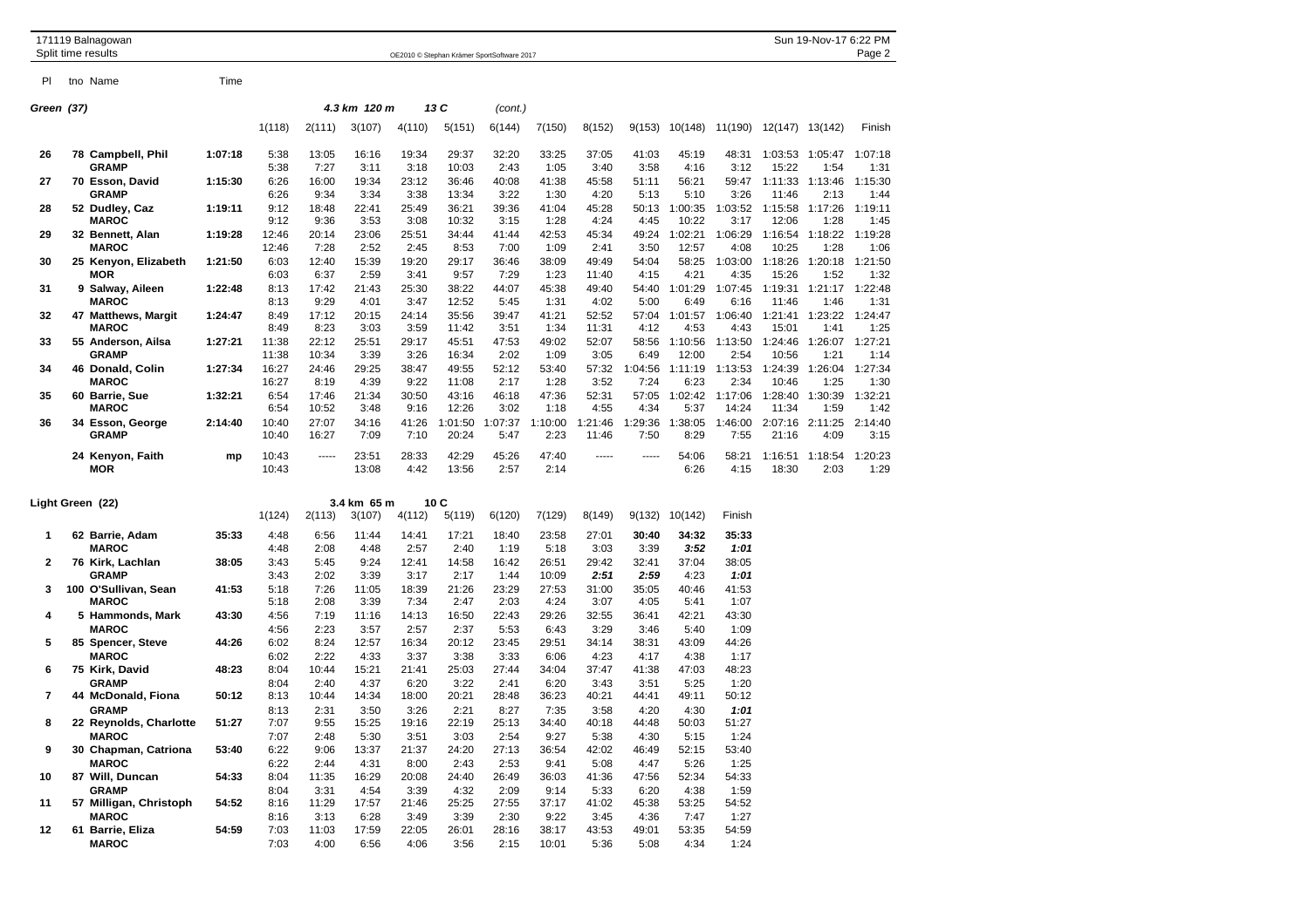## Green (37)

4.3 km 120 m 13 C (cont.)

| Pl | tno Name | Time | 1(118) | 2(111) | 3(107) | 4(110) | 5(151) | 6(144) | 7(150) | 8(152) | 9(153) | 10(148) | 11(190) | 12(147) | 13(142) | Finish |
|---|---|---|---|---|---|---|---|---|---|---|---|---|---|---|---|---|
| 26 | 78 Campbell, Phil | 1:07:18 | 5:38 | 13:05 | 16:16 | 19:34 | 29:37 | 32:20 | 33:25 | 37:05 | 41:03 | 45:19 | 48:31 | 1:03:53 | 1:05:47 | 1:07:18 |
| | GRAMP | | 5:38 | 7:27 | 3:11 | 3:18 | 10:03 | 2:43 | 1:05 | 3:40 | 3:58 | 4:16 | 3:12 | 15:22 | 1:54 | 1:31 |
| 27 | 70 Esson, David | 1:15:30 | 6:26 | 16:00 | 19:34 | 23:12 | 36:46 | 40:08 | 41:38 | 45:58 | 51:11 | 56:21 | 59:47 | 1:11:33 | 1:13:46 | 1:15:30 |
| | GRAMP | | 6:26 | 9:34 | 3:34 | 3:38 | 13:34 | 3:22 | 1:30 | 4:20 | 5:13 | 5:10 | 3:26 | 11:46 | 2:13 | 1:44 |
| 28 | 52 Dudley, Caz | 1:19:11 | 9:12 | 18:48 | 22:41 | 25:49 | 36:21 | 39:36 | 41:04 | 45:28 | 50:13 | 1:00:35 | 1:03:52 | 1:15:58 | 1:17:26 | 1:19:11 |
| | MAROC | | 9:12 | 9:36 | 3:53 | 3:08 | 10:32 | 3:15 | 1:28 | 4:24 | 4:45 | 10:22 | 3:17 | 12:06 | 1:28 | 1:45 |
| 29 | 32 Bennett, Alan | 1:19:28 | 12:46 | 20:14 | 23:06 | 25:51 | 34:44 | 41:44 | 42:53 | 45:34 | 49:24 | 1:02:21 | 1:06:29 | 1:16:54 | 1:18:22 | 1:19:28 |
| | MAROC | | 12:46 | 7:28 | 2:52 | 2:45 | 8:53 | 7:00 | 1:09 | 2:41 | 3:50 | 12:57 | 4:08 | 10:25 | 1:28 | 1:06 |
| 30 | 25 Kenyon, Elizabeth | 1:21:50 | 6:03 | 12:40 | 15:39 | 19:20 | 29:17 | 36:46 | 38:09 | 49:49 | 54:04 | 58:25 | 1:03:00 | 1:18:26 | 1:20:18 | 1:21:50 |
| | MOR | | 6:03 | 6:37 | 2:59 | 3:41 | 9:57 | 7:29 | 1:23 | 11:40 | 4:15 | 4:21 | 4:35 | 15:26 | 1:52 | 1:32 |
| 31 | 9 Salway, Aileen | 1:22:48 | 8:13 | 17:42 | 21:43 | 25:30 | 38:22 | 44:07 | 45:38 | 49:40 | 54:40 | 1:01:29 | 1:07:45 | 1:19:31 | 1:21:17 | 1:22:48 |
| | MAROC | | 8:13 | 9:29 | 4:01 | 3:47 | 12:52 | 5:45 | 1:31 | 4:02 | 5:00 | 6:49 | 6:16 | 11:46 | 1:46 | 1:31 |
| 32 | 47 Matthews, Margit | 1:24:47 | 8:49 | 17:12 | 20:15 | 24:14 | 35:56 | 39:47 | 41:21 | 52:52 | 57:04 | 1:01:57 | 1:06:40 | 1:21:41 | 1:23:22 | 1:24:47 |
| | MAROC | | 8:49 | 8:23 | 3:03 | 3:59 | 11:42 | 3:51 | 1:34 | 11:31 | 4:12 | 4:53 | 4:43 | 15:01 | 1:41 | 1:25 |
| 33 | 55 Anderson, Ailsa | 1:27:21 | 11:38 | 22:12 | 25:51 | 29:17 | 45:51 | 47:53 | 49:02 | 52:07 | 58:56 | 1:10:56 | 1:13:50 | 1:24:46 | 1:26:07 | 1:27:21 |
| | GRAMP | | 11:38 | 10:34 | 3:39 | 3:26 | 16:34 | 2:02 | 1:09 | 3:05 | 6:49 | 12:00 | 2:54 | 10:56 | 1:21 | 1:14 |
| 34 | 46 Donald, Colin | 1:27:34 | 16:27 | 24:46 | 29:25 | 38:47 | 49:55 | 52:12 | 53:40 | 57:32 | 1:04:56 | 1:11:19 | 1:13:53 | 1:24:39 | 1:26:04 | 1:27:34 |
| | MAROC | | 16:27 | 8:19 | 4:39 | 9:22 | 11:08 | 2:17 | 1:28 | 3:52 | 7:24 | 6:23 | 2:34 | 10:46 | 1:25 | 1:30 |
| 35 | 60 Barrie, Sue | 1:32:21 | 6:54 | 17:46 | 21:34 | 30:50 | 43:16 | 46:18 | 47:36 | 52:31 | 57:05 | 1:02:42 | 1:17:06 | 1:28:40 | 1:30:39 | 1:32:21 |
| | MAROC | | 6:54 | 10:52 | 3:48 | 9:16 | 12:26 | 3:02 | 1:18 | 4:55 | 4:34 | 5:37 | 14:24 | 11:34 | 1:59 | 1:42 |
| 36 | 34 Esson, George | 2:14:40 | 10:40 | 27:07 | 34:16 | 41:26 | 1:01:50 | 1:07:37 | 1:10:00 | 1:21:46 | 1:29:36 | 1:38:05 | 1:46:00 | 2:07:16 | 2:11:25 | 2:14:40 |
| | GRAMP | | 10:40 | 16:27 | 7:09 | 7:10 | 20:24 | 5:47 | 2:23 | 11:46 | 7:50 | 8:29 | 7:55 | 21:16 | 4:09 | 3:15 |
| | 24 Kenyon, Faith | mp | 10:43 | ----- | 23:51 | 28:33 | 42:29 | 45:26 | 47:40 | ----- | ----- | 54:06 | 58:21 | 1:16:51 | 1:18:54 | 1:20:23 |
| | MOR | | 10:43 | | 13:08 | 4:42 | 13:56 | 2:57 | 2:14 | | | 6:26 | 4:15 | 18:30 | 2:03 | 1:29 |

## Light Green (22)

3.4 km 65 m 10 C

| Pl | tno Name | Time | 1(124) | 2(113) | 3(107) | 4(112) | 5(119) | 6(120) | 7(129) | 8(149) | 9(132) | 10(142) | Finish |
|---|---|---|---|---|---|---|---|---|---|---|---|---|---|
| 1 | 62 Barrie, Adam | 35:33 | 4:48 | 6:56 | 11:44 | 14:41 | 17:21 | 18:40 | 23:58 | 27:01 | **30:40** | **34:32** | **35:33** |
| | MAROC | | 4:48 | 2:08 | 4:48 | 2:57 | 2:40 | 1:19 | 5:18 | 3:03 | 3:39 | ***3:52*** | ***1:01*** |
| 2 | 76 Kirk, Lachlan | 38:05 | 3:43 | 5:45 | 9:24 | 12:41 | 14:58 | 16:42 | 26:51 | 29:42 | 32:41 | 37:04 | 38:05 |
| | GRAMP | | 3:43 | 2:02 | 3:39 | 3:17 | 2:17 | 1:44 | 10:09 | ***2:51*** | ***2:59*** | 4:23 | ***1:01*** |
| 3 | 100 O'Sullivan, Sean | 41:53 | 5:18 | 7:26 | 11:05 | 18:39 | 21:26 | 23:29 | 27:53 | 31:00 | 35:05 | 40:46 | 41:53 |
| | MAROC | | 5:18 | 2:08 | 3:39 | 7:34 | 2:47 | 2:03 | 4:24 | 3:07 | 4:05 | 5:41 | 1:07 |
| 4 | 5 Hammonds, Mark | 43:30 | 4:56 | 7:19 | 11:16 | 14:13 | 16:50 | 22:43 | 29:26 | 32:55 | 36:41 | 42:21 | 43:30 |
| | MAROC | | 4:56 | 2:23 | 3:57 | 2:57 | 2:37 | 5:53 | 6:43 | 3:29 | 3:46 | 5:40 | 1:09 |
| 5 | 85 Spencer, Steve | 44:26 | 6:02 | 8:24 | 12:57 | 16:34 | 20:12 | 23:45 | 29:51 | 34:14 | 38:31 | 43:09 | 44:26 |
| | MAROC | | 6:02 | 2:22 | 4:33 | 3:37 | 3:38 | 3:33 | 6:06 | 4:23 | 4:17 | 4:38 | 1:17 |
| 6 | 75 Kirk, David | 48:23 | 8:04 | 10:44 | 15:21 | 21:41 | 25:03 | 27:44 | 34:04 | 37:47 | 41:38 | 47:03 | 48:23 |
| | GRAMP | | 8:04 | 2:40 | 4:37 | 6:20 | 3:22 | 2:41 | 6:20 | 3:43 | 3:51 | 5:25 | 1:20 |
| 7 | 44 McDonald, Fiona | 50:12 | 8:13 | 10:44 | 14:34 | 18:00 | 20:21 | 28:48 | 36:23 | 40:21 | 44:41 | 49:11 | 50:12 |
| | GRAMP | | 8:13 | 2:31 | 3:50 | 3:26 | 2:21 | 8:27 | 7:35 | 3:58 | 4:20 | 4:30 | ***1:01*** |
| 8 | 22 Reynolds, Charlotte | 51:27 | 7:07 | 9:55 | 15:25 | 19:16 | 22:19 | 25:13 | 34:40 | 40:18 | 44:48 | 50:03 | 51:27 |
| | MAROC | | 7:07 | 2:48 | 5:30 | 3:51 | 3:03 | 2:54 | 9:27 | 5:38 | 4:30 | 5:15 | 1:24 |
| 9 | 30 Chapman, Catriona | 53:40 | 6:22 | 9:06 | 13:37 | 21:37 | 24:20 | 27:13 | 36:54 | 42:02 | 46:49 | 52:15 | 53:40 |
| | MAROC | | 6:22 | 2:44 | 4:31 | 8:00 | 2:43 | 2:53 | 9:41 | 5:08 | 4:47 | 5:26 | 1:25 |
| 10 | 87 Will, Duncan | 54:33 | 8:04 | 11:35 | 16:29 | 20:08 | 24:40 | 26:49 | 36:03 | 41:36 | 47:56 | 52:34 | 54:33 |
| | GRAMP | | 8:04 | 3:31 | 4:54 | 3:39 | 4:32 | 2:09 | 9:14 | 5:33 | 6:20 | 4:38 | 1:59 |
| 11 | 57 Milligan, Christoph | 54:52 | 8:16 | 11:29 | 17:57 | 21:46 | 25:25 | 27:55 | 37:17 | 41:02 | 45:38 | 53:25 | 54:52 |
| | MAROC | | 8:16 | 3:13 | 6:28 | 3:49 | 3:39 | 2:30 | 9:22 | 3:45 | 4:36 | 7:47 | 1:27 |
| 12 | 61 Barrie, Eliza | 54:59 | 7:03 | 11:03 | 17:59 | 22:05 | 26:01 | 28:16 | 38:17 | 43:53 | 49:01 | 53:35 | 54:59 |
| | MAROC | | 7:03 | 4:00 | 6:56 | 4:06 | 3:56 | 2:15 | 10:01 | 5:36 | 5:08 | 4:34 | 1:24 |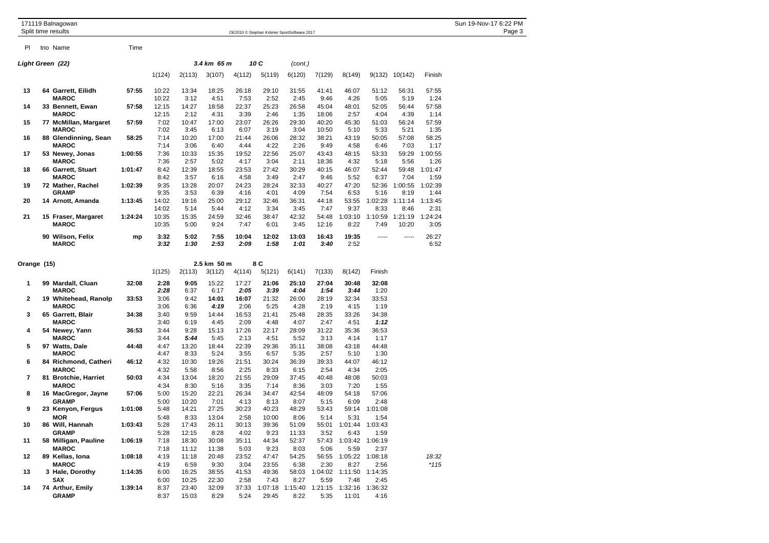Pl | tno Name | Time

## Light Green (22) — 3.4 km 65 m, 10 C (cont.)

| Pl | tno Name | Time | 1(124) | 2(113) | 3(107) | 4(112) | 5(119) | 6(120) | 7(129) | 8(149) | 9(132) | 10(142) | Finish |
|---|---|---|---|---|---|---|---|---|---|---|---|---|---|
| 13 | 64 **Garrett, Eilidh** | **57:55** | 10:22 | 13:34 | 18:25 | 26:18 | 29:10 | 31:55 | 41:41 | 46:07 | 51:12 | 56:31 | 57:55 |
| | **MAROC** | | 10:22 | 3:12 | 4:51 | 7:53 | 2:52 | 2:45 | 9:46 | 4:26 | 5:05 | 5:19 | 1:24 |
| 14 | 33 **Bennett, Ewan** | **57:58** | 12:15 | 14:27 | 18:58 | 22:37 | 25:23 | 26:58 | 45:04 | 48:01 | 52:05 | 56:44 | 57:58 |
| | **MAROC** | | 12:15 | 2:12 | 4:31 | 3:39 | 2:46 | 1:35 | 18:06 | 2:57 | 4:04 | 4:39 | 1:14 |
| 15 | 77 **McMillan, Margaret** | **57:59** | 7:02 | 10:47 | 17:00 | 23:07 | 26:26 | 29:30 | 40:20 | 45:30 | 51:03 | 56:24 | 57:59 |
| | **MAROC** | | 7:02 | 3:45 | 6:13 | 6:07 | 3:19 | 3:04 | 10:50 | 5:10 | 5:33 | 5:21 | 1:35 |
| 16 | 88 **Glendinning, Sean** | **58:25** | 7:14 | 10:20 | 17:00 | 21:44 | 26:06 | 28:32 | 38:21 | 43:19 | 50:05 | 57:08 | 58:25 |
| | **MAROC** | | 7:14 | 3:06 | 6:40 | 4:44 | 4:22 | 2:26 | 9:49 | 4:58 | 6:46 | 7:03 | 1:17 |
| 17 | 53 **Newey, Jonas** | **1:00:55** | 7:36 | 10:33 | 15:35 | 19:52 | 22:56 | 25:07 | 43:43 | 48:15 | 53:33 | 59:29 | 1:00:55 |
| | **MAROC** | | 7:36 | 2:57 | 5:02 | 4:17 | 3:04 | 2:11 | 18:36 | 4:32 | 5:18 | 5:56 | 1:26 |
| 18 | 66 **Garrett, Stuart** | **1:01:47** | 8:42 | 12:39 | 18:55 | 23:53 | 27:42 | 30:29 | 40:15 | 46:07 | 52:44 | 59:48 | 1:01:47 |
| | **MAROC** | | 8:42 | 3:57 | 6:16 | 4:58 | 3:49 | 2:47 | 9:46 | 5:52 | 6:37 | 7:04 | 1:59 |
| 19 | 72 **Mather, Rachel** | **1:02:39** | 9:35 | 13:28 | 20:07 | 24:23 | 28:24 | 32:33 | 40:27 | 47:20 | 52:36 | 1:00:55 | 1:02:39 |
| | **GRAMP** | | 9:35 | 3:53 | 6:39 | 4:16 | 4:01 | 4:09 | 7:54 | 6:53 | 5:16 | 8:19 | 1:44 |
| 20 | 14 **Arnott, Amanda** | **1:13:45** | 14:02 | 19:16 | 25:00 | 29:12 | 32:46 | 36:31 | 44:18 | 53:55 | 1:02:28 | 1:11:14 | 1:13:45 |
| | | | 14:02 | 5:14 | 5:44 | 4:12 | 3:34 | 3:45 | 7:47 | 9:37 | 8:33 | 8:46 | 2:31 |
| 21 | 15 **Fraser, Margaret** | **1:24:24** | 10:35 | 15:35 | 24:59 | 32:46 | 38:47 | 42:32 | 54:48 | 1:03:10 | 1:10:59 | 1:21:19 | 1:24:24 |
| | **MAROC** | | 10:35 | 5:00 | 9:24 | 7:47 | 6:01 | 3:45 | 12:16 | 8:22 | 7:49 | 10:20 | 3:05 |
| | 90 **Wilson, Felix** | **mp** | **3:32** | **5:02** | **7:55** | **10:04** | **12:02** | **13:03** | **16:43** | **19:35** | ----- | ----- | 26:27 |
| | **MAROC** | | ***3:32*** | ***1:30*** | ***2:53*** | ***2:09*** | ***1:58*** | ***1:01*** | ***3:40*** | 2:52 | | | 6:52 |

## Orange (15) — 2.5 km 50 m, 8 C

| Pl | tno Name | Time | 1(125) | 2(113) | 3(112) | 4(114) | 5(121) | 6(141) | 7(133) | 8(142) | Finish | |
|---|---|---|---|---|---|---|---|---|---|---|---|---|
| 1 | 99 **Mardall, Cluan** | **32:08** | **2:28** | **9:05** | 15:22 | 17:27 | **21:06** | **25:10** | **27:04** | **30:48** | **32:08** | |
| | **MAROC** | | ***2:28*** | 6:37 | 6:17 | ***2:05*** | ***3:39*** | ***4:04*** | ***1:54*** | ***3:44*** | 1:20 | |
| 2 | 19 **Whitehead, Ranolp** | **33:53** | 3:06 | 9:42 | **14:01** | **16:07** | 21:32 | 26:00 | 28:19 | 32:34 | 33:53 | |
| | **MAROC** | | 3:06 | 6:36 | ***4:19*** | 2:06 | 5:25 | 4:28 | 2:19 | 4:15 | 1:19 | |
| 3 | 65 **Garrett, Blair** | **34:38** | 3:40 | 9:59 | 14:44 | 16:53 | 21:41 | 25:48 | 28:35 | 33:26 | 34:38 | |
| | **MAROC** | | 3:40 | 6:19 | 4:45 | 2:09 | 4:48 | 4:07 | 2:47 | 4:51 | ***1:12*** | |
| 4 | 54 **Newey, Yann** | **36:53** | 3:44 | 9:28 | 15:13 | 17:26 | 22:17 | 28:09 | 31:22 | 35:36 | 36:53 | |
| | **MAROC** | | 3:44 | ***5:44*** | 5:45 | 2:13 | 4:51 | 5:52 | 3:13 | 4:14 | 1:17 | |
| 5 | 97 **Watts, Dale** | **44:48** | 4:47 | 13:20 | 18:44 | 22:39 | 29:36 | 35:11 | 38:08 | 43:18 | 44:48 | |
| | **MAROC** | | 4:47 | 8:33 | 5:24 | 3:55 | 6:57 | 5:35 | 2:57 | 5:10 | 1:30 | |
| 6 | 84 **Richmond, Catheri** | **46:12** | 4:32 | 10:30 | 19:26 | 21:51 | 30:24 | 36:39 | 39:33 | 44:07 | 46:12 | |
| | **MAROC** | | 4:32 | 5:58 | 8:56 | 2:25 | 8:33 | 6:15 | 2:54 | 4:34 | 2:05 | |
| 7 | 81 **Brotchie, Harriet** | **50:03** | 4:34 | 13:04 | 18:20 | 21:55 | 29:09 | 37:45 | 40:48 | 48:08 | 50:03 | |
| | **MAROC** | | 4:34 | 8:30 | 5:16 | 3:35 | 7:14 | 8:36 | 3:03 | 7:20 | 1:55 | |
| 8 | 16 **MacGregor, Jayne** | **57:06** | 5:00 | 15:20 | 22:21 | 26:34 | 34:47 | 42:54 | 48:09 | 54:18 | 57:06 | |
| | **GRAMP** | | 5:00 | 10:20 | 7:01 | 4:13 | 8:13 | 8:07 | 5:15 | 6:09 | 2:48 | |
| 9 | 23 **Kenyon, Fergus** | **1:01:08** | 5:48 | 14:21 | 27:25 | 30:23 | 40:23 | 48:29 | 53:43 | 59:14 | 1:01:08 | |
| | **MOR** | | 5:48 | 8:33 | 13:04 | 2:58 | 10:00 | 8:06 | 5:14 | 5:31 | 1:54 | |
| 10 | 86 **Will, Hannah** | **1:03:43** | 5:28 | 17:43 | 26:11 | 30:13 | 39:36 | 51:09 | 55:01 | 1:01:44 | 1:03:43 | |
| | **GRAMP** | | 5:28 | 12:15 | 8:28 | 4:02 | 9:23 | 11:33 | 3:52 | 6:43 | 1:59 | |
| 11 | 58 **Milligan, Pauline** | **1:06:19** | 7:18 | 18:30 | 30:08 | 35:11 | 44:34 | 52:37 | 57:43 | 1:03:42 | 1:06:19 | |
| | **MAROC** | | 7:18 | 11:12 | 11:38 | 5:03 | 9:23 | 8:03 | 5:06 | 5:59 | 2:37 | |
| 12 | 89 **Kellas, Iona** | **1:08:18** | 4:19 | 11:18 | 20:48 | 23:52 | 47:47 | 54:25 | 56:55 | 1:05:22 | 1:08:18 | *18:32* |
| | **MAROC** | | 4:19 | 6:59 | 9:30 | 3:04 | 23:55 | 6:38 | 2:30 | 8:27 | 2:56 | *\*115* |
| 13 | 3 **Hale, Dorothy** | **1:14:35** | 6:00 | 16:25 | 38:55 | 41:53 | 49:36 | 58:03 | 1:04:02 | 1:11:50 | 1:14:35 | |
| | **SAX** | | 6:00 | 10:25 | 22:30 | 2:58 | 7:43 | 8:27 | 5:59 | 7:48 | 2:45 | |
| 14 | 74 **Arthur, Emily** | **1:39:14** | 8:37 | 23:40 | 32:09 | 37:33 | 1:07:18 | 1:15:40 | 1:21:15 | 1:32:16 | 1:36:32 | |
| | **GRAMP** | | 8:37 | 15:03 | 8:29 | 5:24 | 29:45 | 8:22 | 5:35 | 11:01 | 4:16 | |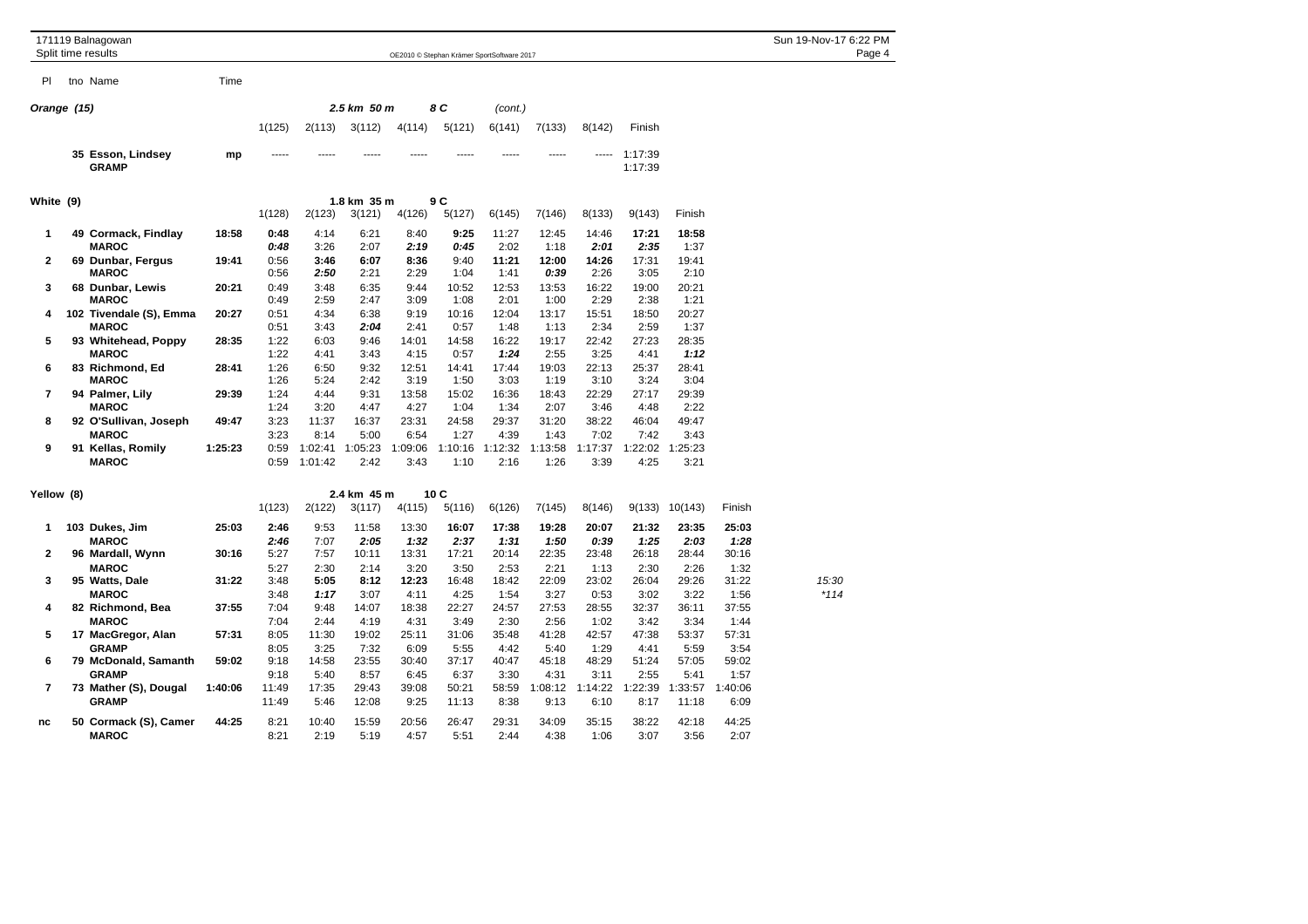171119 Balnagowan
Split time results

OE2010 © Stephan Krämer SportSoftware 2017

## Orange (15)

2.5 km 50 m 8 C (cont.)

| Pl | tno Name | Time | 1(125) | 2(113) | 3(112) | 4(114) | 5(121) | 6(141) | 7(133) | 8(142) | Finish |
|---|---|---|---|---|---|---|---|---|---|---|---|
| | 35 Esson, Lindsey | mp | ----- | ----- | ----- | ----- | ----- | ----- | ----- | ----- | 1:17:39 |
| | GRAMP | | | | | | | | | | 1:17:39 |

## White (9)

1.8 km 35 m 9 C

| Pl | tno Name | Time | 1(128) | 2(123) | 3(121) | 4(126) | 5(127) | 6(145) | 7(146) | 8(133) | 9(143) | Finish |
|---|---|---|---|---|---|---|---|---|---|---|---|---|
| 1 | 49 Cormack, Findlay | 18:58 | **0:48** | 4:14 | 6:21 | 8:40 | **9:25** | 11:27 | 12:45 | 14:46 | **17:21** | **18:58** |
| | MAROC | | ***0:48*** | 3:26 | 2:07 | ***2:19*** | ***0:45*** | 2:02 | 1:18 | ***2:01*** | ***2:35*** | 1:37 |
| 2 | 69 Dunbar, Fergus | 19:41 | 0:56 | **3:46** | **6:07** | **8:36** | 9:40 | **11:21** | **12:00** | **14:26** | 17:31 | 19:41 |
| | MAROC | | 0:56 | ***2:50*** | 2:21 | 2:29 | 1:04 | 1:41 | ***0:39*** | 2:26 | 3:05 | 2:10 |
| 3 | 68 Dunbar, Lewis | 20:21 | 0:49 | 3:48 | 6:35 | 9:44 | 10:52 | 12:53 | 13:53 | 16:22 | 19:00 | 20:21 |
| | MAROC | | 0:49 | 2:59 | 2:47 | 3:09 | 1:08 | 2:01 | 1:00 | 2:29 | 2:38 | 1:21 |
| 4 | 102 Tivendale (S), Emma | 20:27 | 0:51 | 4:34 | 6:38 | 9:19 | 10:16 | 12:04 | 13:17 | 15:51 | 18:50 | 20:27 |
| | MAROC | | 0:51 | 3:43 | ***2:04*** | 2:41 | 0:57 | 1:48 | 1:13 | 2:34 | 2:59 | 1:37 |
| 5 | 93 Whitehead, Poppy | 28:35 | 1:22 | 6:03 | 9:46 | 14:01 | 14:58 | 16:22 | 19:17 | 22:42 | 27:23 | 28:35 |
| | MAROC | | 1:22 | 4:41 | 3:43 | 4:15 | 0:57 | ***1:24*** | 2:55 | 3:25 | 4:41 | ***1:12*** |
| 6 | 83 Richmond, Ed | 28:41 | 1:26 | 6:50 | 9:32 | 12:51 | 14:41 | 17:44 | 19:03 | 22:13 | 25:37 | 28:41 |
| | MAROC | | 1:26 | 5:24 | 2:42 | 3:19 | 1:50 | 3:03 | 1:19 | 3:10 | 3:24 | 3:04 |
| 7 | 94 Palmer, Lily | 29:39 | 1:24 | 4:44 | 9:31 | 13:58 | 15:02 | 16:36 | 18:43 | 22:29 | 27:17 | 29:39 |
| | MAROC | | 1:24 | 3:20 | 4:47 | 4:27 | 1:04 | 1:34 | 2:07 | 3:46 | 4:48 | 2:22 |
| 8 | 92 O'Sullivan, Joseph | 49:47 | 3:23 | 11:37 | 16:37 | 23:31 | 24:58 | 29:37 | 31:20 | 38:22 | 46:04 | 49:47 |
| | MAROC | | 3:23 | 8:14 | 5:00 | 6:54 | 1:27 | 4:39 | 1:43 | 7:02 | 7:42 | 3:43 |
| 9 | 91 Kellas, Romily | 1:25:23 | 0:59 | 1:02:41 | 1:05:23 | 1:09:06 | 1:10:16 | 1:12:32 | 1:13:58 | 1:17:37 | 1:22:02 | 1:25:23 |
| | MAROC | | 0:59 | 1:01:42 | 2:42 | 3:43 | 1:10 | 2:16 | 1:26 | 3:39 | 4:25 | 3:21 |

## Yellow (8)

2.4 km 45 m 10 C

| Pl | tno Name | Time | 1(123) | 2(122) | 3(117) | 4(115) | 5(116) | 6(126) | 7(145) | 8(146) | 9(133) | 10(143) | Finish | |
|---|---|---|---|---|---|---|---|---|---|---|---|---|---|---|
| 1 | 103 Dukes, Jim | 25:03 | **2:46** | 9:53 | 11:58 | 13:30 | **16:07** | **17:38** | **19:28** | **20:07** | **21:32** | **23:35** | **25:03** | |
| | MAROC | | ***2:46*** | 7:07 | ***2:05*** | ***1:32*** | ***2:37*** | ***1:31*** | ***1:50*** | ***0:39*** | ***1:25*** | ***2:03*** | ***1:28*** | |
| 2 | 96 Mardall, Wynn | 30:16 | 5:27 | 7:57 | 10:11 | 13:31 | 17:21 | 20:14 | 22:35 | 23:48 | 26:18 | 28:44 | 30:16 | |
| | MAROC | | 5:27 | 2:30 | 2:14 | 3:20 | 3:50 | 2:53 | 2:21 | 1:13 | 2:30 | 2:26 | 1:32 | |
| 3 | 95 Watts, Dale | 31:22 | 3:48 | **5:05** | **8:12** | **12:23** | 16:48 | 18:42 | 22:09 | 23:02 | 26:04 | 29:26 | 31:22 | *15:30* |
| | MAROC | | 3:48 | ***1:17*** | 3:07 | 4:11 | 4:25 | 1:54 | 3:27 | 0:53 | 3:02 | 3:22 | 1:56 | **114* |
| 4 | 82 Richmond, Bea | 37:55 | 7:04 | 9:48 | 14:07 | 18:38 | 22:27 | 24:57 | 27:53 | 28:55 | 32:37 | 36:11 | 37:55 | |
| | MAROC | | 7:04 | 2:44 | 4:19 | 4:31 | 3:49 | 2:30 | 2:56 | 1:02 | 3:42 | 3:34 | 1:44 | |
| 5 | 17 MacGregor, Alan | 57:31 | 8:05 | 11:30 | 19:02 | 25:11 | 31:06 | 35:48 | 41:28 | 42:57 | 47:38 | 53:37 | 57:31 | |
| | GRAMP | | 8:05 | 3:25 | 7:32 | 6:09 | 5:55 | 4:42 | 5:40 | 1:29 | 4:41 | 5:59 | 3:54 | |
| 6 | 79 McDonald, Samanth | 59:02 | 9:18 | 14:58 | 23:55 | 30:40 | 37:17 | 40:47 | 45:18 | 48:29 | 51:24 | 57:05 | 59:02 | |
| | GRAMP | | 9:18 | 5:40 | 8:57 | 6:45 | 6:37 | 3:30 | 4:31 | 3:11 | 2:55 | 5:41 | 1:57 | |
| 7 | 73 Mather (S), Dougal | 1:40:06 | 11:49 | 17:35 | 29:43 | 39:08 | 50:21 | 58:59 | 1:08:12 | 1:14:22 | 1:22:39 | 1:33:57 | 1:40:06 | |
| | GRAMP | | 11:49 | 5:46 | 12:08 | 9:25 | 11:13 | 8:38 | 9:13 | 6:10 | 8:17 | 11:18 | 6:09 | |
| nc | 50 Cormack (S), Camer | 44:25 | 8:21 | 10:40 | 15:59 | 20:56 | 26:47 | 29:31 | 34:09 | 35:15 | 38:22 | 42:18 | 44:25 | |
| | MAROC | | 8:21 | 2:19 | 5:19 | 4:57 | 5:51 | 2:44 | 4:38 | 1:06 | 3:07 | 3:56 | 2:07 | |